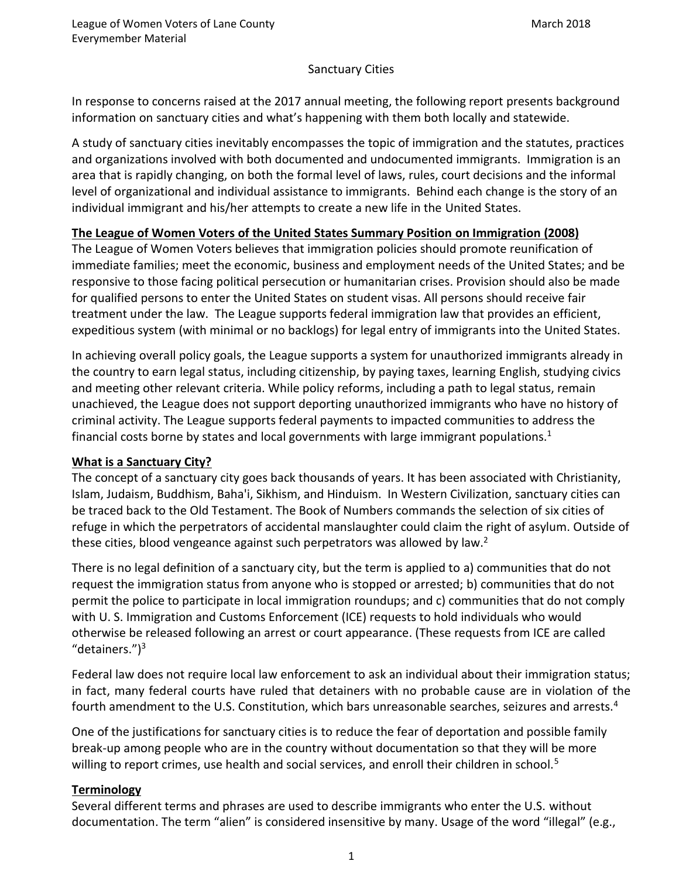League of Women Voters of Lane County
Everymember Material

March 2018

# Sanctuary Cities

In response to concerns raised at the 2017 annual meeting, the following report presents background information on sanctuary cities and what's happening with them both locally and statewide.

A study of sanctuary cities inevitably encompasses the topic of immigration and the statutes, practices and organizations involved with both documented and undocumented immigrants. Immigration is an area that is rapidly changing, on both the formal level of laws, rules, court decisions and the informal level of organizational and individual assistance to immigrants. Behind each change is the story of an individual immigrant and his/her attempts to create a new life in the United States.

## The League of Women Voters of the United States Summary Position on Immigration (2008)

The League of Women Voters believes that immigration policies should promote reunification of immediate families; meet the economic, business and employment needs of the United States; and be responsive to those facing political persecution or humanitarian crises. Provision should also be made for qualified persons to enter the United States on student visas. All persons should receive fair treatment under the law. The League supports federal immigration law that provides an efficient, expeditious system (with minimal or no backlogs) for legal entry of immigrants into the United States.

In achieving overall policy goals, the League supports a system for unauthorized immigrants already in the country to earn legal status, including citizenship, by paying taxes, learning English, studying civics and meeting other relevant criteria. While policy reforms, including a path to legal status, remain unachieved, the League does not support deporting unauthorized immigrants who have no history of criminal activity. The League supports federal payments to impacted communities to address the financial costs borne by states and local governments with large immigrant populations.[1]

## What is a Sanctuary City?

The concept of a sanctuary city goes back thousands of years. It has been associated with Christianity, Islam, Judaism, Buddhism, Baha'i, Sikhism, and Hinduism. In Western Civilization, sanctuary cities can be traced back to the Old Testament. The Book of Numbers commands the selection of six cities of refuge in which the perpetrators of accidental manslaughter could claim the right of asylum. Outside of these cities, blood vengeance against such perpetrators was allowed by law.[2]

There is no legal definition of a sanctuary city, but the term is applied to a) communities that do not request the immigration status from anyone who is stopped or arrested; b) communities that do not permit the police to participate in local immigration roundups; and c) communities that do not comply with U. S. Immigration and Customs Enforcement (ICE) requests to hold individuals who would otherwise be released following an arrest or court appearance. (These requests from ICE are called "detainers.")[3]

Federal law does not require local law enforcement to ask an individual about their immigration status; in fact, many federal courts have ruled that detainers with no probable cause are in violation of the fourth amendment to the U.S. Constitution, which bars unreasonable searches, seizures and arrests.[4]

One of the justifications for sanctuary cities is to reduce the fear of deportation and possible family break-up among people who are in the country without documentation so that they will be more willing to report crimes, use health and social services, and enroll their children in school.[5]

## Terminology

Several different terms and phrases are used to describe immigrants who enter the U.S. without documentation. The term "alien" is considered insensitive by many. Usage of the word "illegal" (e.g.,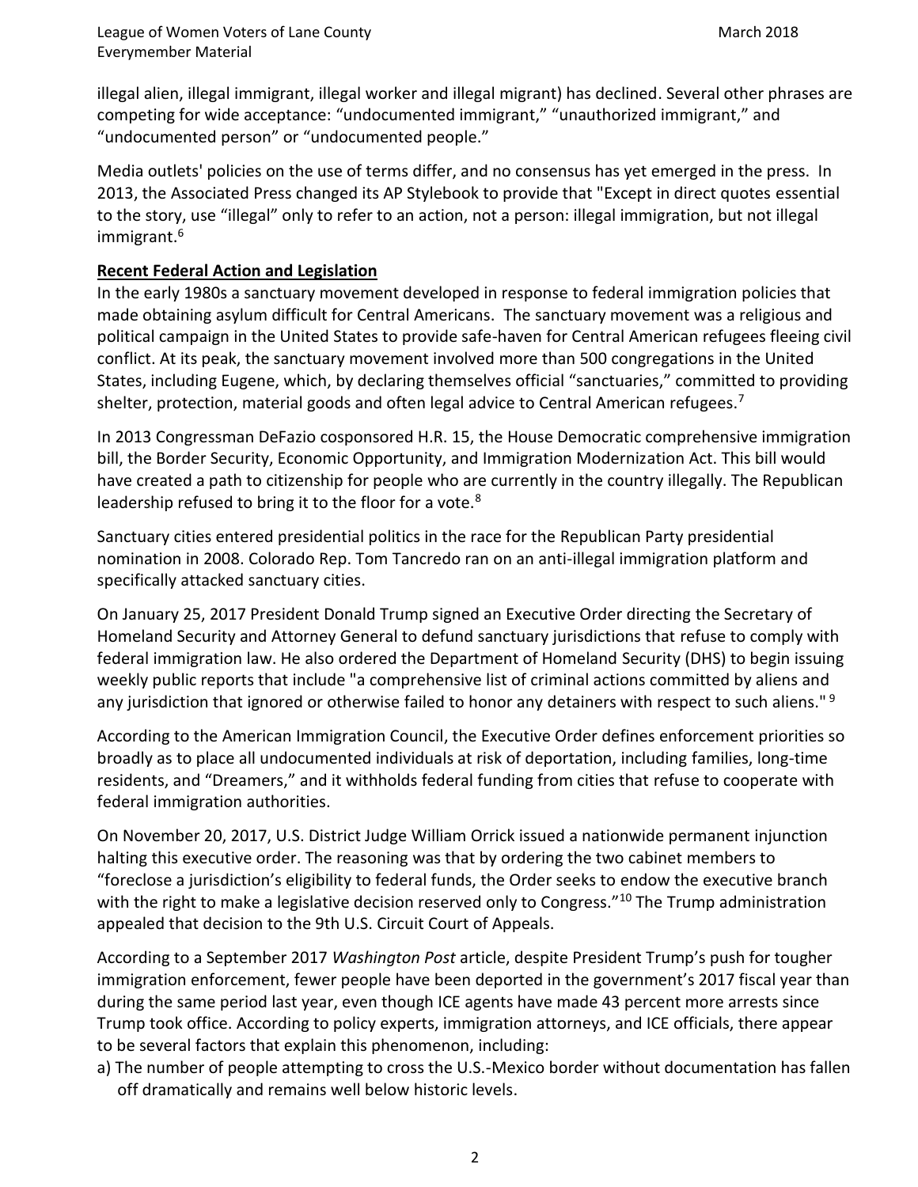illegal alien, illegal immigrant, illegal worker and illegal migrant) has declined. Several other phrases are competing for wide acceptance: "undocumented immigrant," "unauthorized immigrant," and "undocumented person" or "undocumented people."

Media outlets' policies on the use of terms differ, and no consensus has yet emerged in the press. In 2013, the Associated Press changed its AP Stylebook to provide that "Except in direct quotes essential to the story, use "illegal" only to refer to an action, not a person: illegal immigration, but not illegal immigrant.[6]

**Recent Federal Action and Legislation**

In the early 1980s a sanctuary movement developed in response to federal immigration policies that made obtaining asylum difficult for Central Americans. The sanctuary movement was a religious and political campaign in the United States to provide safe-haven for Central American refugees fleeing civil conflict. At its peak, the sanctuary movement involved more than 500 congregations in the United States, including Eugene, which, by declaring themselves official "sanctuaries," committed to providing shelter, protection, material goods and often legal advice to Central American refugees.[7]

In 2013 Congressman DeFazio cosponsored H.R. 15, the House Democratic comprehensive immigration bill, the Border Security, Economic Opportunity, and Immigration Modernization Act. This bill would have created a path to citizenship for people who are currently in the country illegally. The Republican leadership refused to bring it to the floor for a vote.[8]

Sanctuary cities entered presidential politics in the race for the Republican Party presidential nomination in 2008. Colorado Rep. Tom Tancredo ran on an anti-illegal immigration platform and specifically attacked sanctuary cities.

On January 25, 2017 President Donald Trump signed an Executive Order directing the Secretary of Homeland Security and Attorney General to defund sanctuary jurisdictions that refuse to comply with federal immigration law. He also ordered the Department of Homeland Security (DHS) to begin issuing weekly public reports that include "a comprehensive list of criminal actions committed by aliens and any jurisdiction that ignored or otherwise failed to honor any detainers with respect to such aliens." [9]

According to the American Immigration Council, the Executive Order defines enforcement priorities so broadly as to place all undocumented individuals at risk of deportation, including families, long-time residents, and "Dreamers," and it withholds federal funding from cities that refuse to cooperate with federal immigration authorities.

On November 20, 2017, U.S. District Judge William Orrick issued a nationwide permanent injunction halting this executive order. The reasoning was that by ordering the two cabinet members to "foreclose a jurisdiction's eligibility to federal funds, the Order seeks to endow the executive branch with the right to make a legislative decision reserved only to Congress."[10] The Trump administration appealed that decision to the 9th U.S. Circuit Court of Appeals.

According to a September 2017 *Washington Post* article, despite President Trump's push for tougher immigration enforcement, fewer people have been deported in the government's 2017 fiscal year than during the same period last year, even though ICE agents have made 43 percent more arrests since Trump took office. According to policy experts, immigration attorneys, and ICE officials, there appear to be several factors that explain this phenomenon, including:

a) The number of people attempting to cross the U.S.-Mexico border without documentation has fallen off dramatically and remains well below historic levels.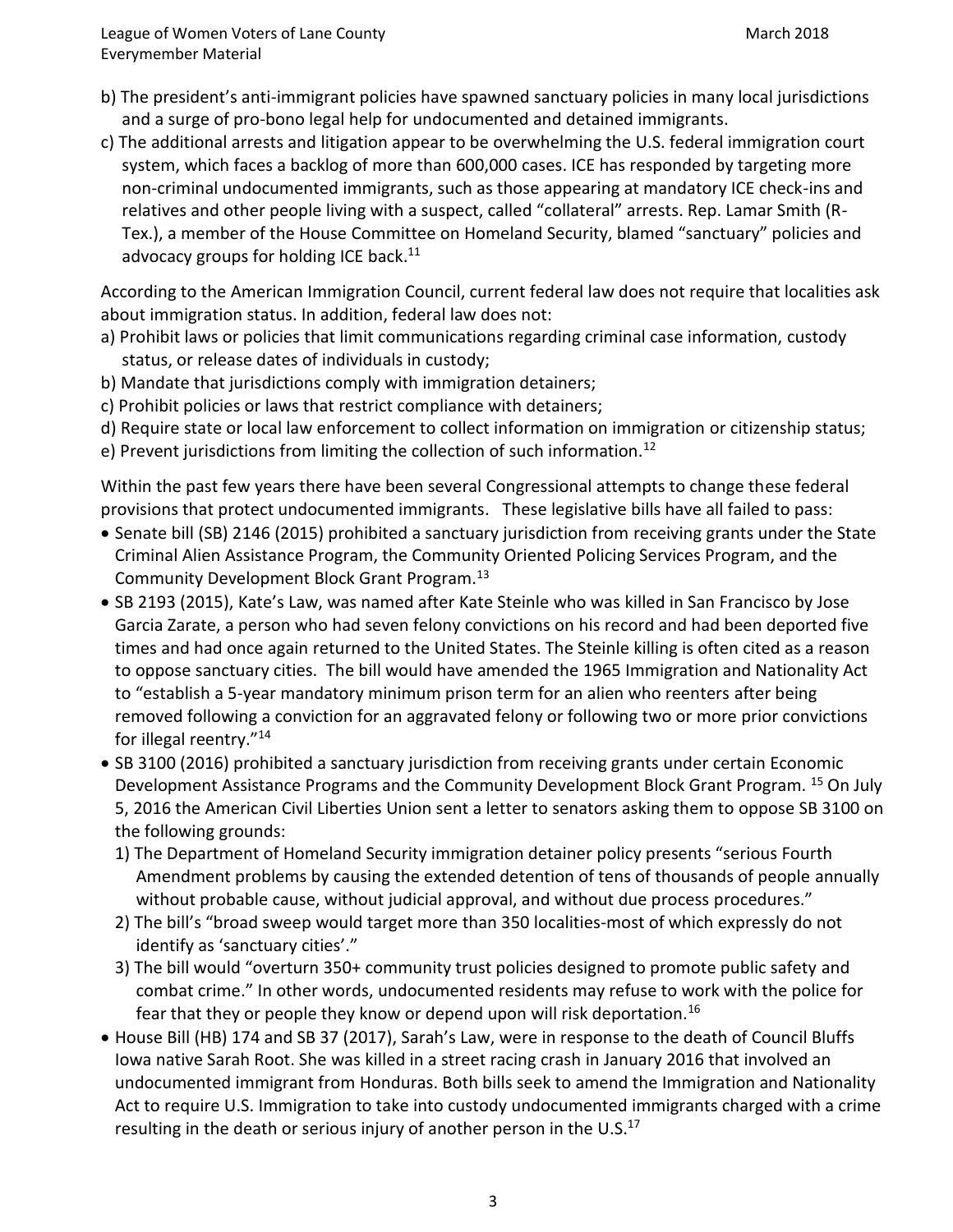b) The president's anti-immigrant policies have spawned sanctuary policies in many local jurisdictions and a surge of pro-bono legal help for undocumented and detained immigrants.

c) The additional arrests and litigation appear to be overwhelming the U.S. federal immigration court system, which faces a backlog of more than 600,000 cases. ICE has responded by targeting more non-criminal undocumented immigrants, such as those appearing at mandatory ICE check-ins and relatives and other people living with a suspect, called "collateral" arrests. Rep. Lamar Smith (R-Tex.), a member of the House Committee on Homeland Security, blamed "sanctuary" policies and advocacy groups for holding ICE back.[11]

According to the American Immigration Council, current federal law does not require that localities ask about immigration status. In addition, federal law does not:

a) Prohibit laws or policies that limit communications regarding criminal case information, custody status, or release dates of individuals in custody;

b) Mandate that jurisdictions comply with immigration detainers;

c) Prohibit policies or laws that restrict compliance with detainers;

d) Require state or local law enforcement to collect information on immigration or citizenship status;

e) Prevent jurisdictions from limiting the collection of such information.[12]

Within the past few years there have been several Congressional attempts to change these federal provisions that protect undocumented immigrants. These legislative bills have all failed to pass:

- Senate bill (SB) 2146 (2015) prohibited a sanctuary jurisdiction from receiving grants under the State Criminal Alien Assistance Program, the Community Oriented Policing Services Program, and the Community Development Block Grant Program.[13]
- SB 2193 (2015), Kate's Law, was named after Kate Steinle who was killed in San Francisco by Jose Garcia Zarate, a person who had seven felony convictions on his record and had been deported five times and had once again returned to the United States. The Steinle killing is often cited as a reason to oppose sanctuary cities. The bill would have amended the 1965 Immigration and Nationality Act to "establish a 5-year mandatory minimum prison term for an alien who reenters after being removed following a conviction for an aggravated felony or following two or more prior convictions for illegal reentry."[14]
- SB 3100 (2016) prohibited a sanctuary jurisdiction from receiving grants under certain Economic Development Assistance Programs and the Community Development Block Grant Program.[15] On July 5, 2016 the American Civil Liberties Union sent a letter to senators asking them to oppose SB 3100 on the following grounds:
  1) The Department of Homeland Security immigration detainer policy presents "serious Fourth Amendment problems by causing the extended detention of tens of thousands of people annually without probable cause, without judicial approval, and without due process procedures."
  2) The bill's "broad sweep would target more than 350 localities-most of which expressly do not identify as 'sanctuary cities'."
  3) The bill would "overturn 350+ community trust policies designed to promote public safety and combat crime." In other words, undocumented residents may refuse to work with the police for fear that they or people they know or depend upon will risk deportation.[16]
- House Bill (HB) 174 and SB 37 (2017), Sarah's Law, were in response to the death of Council Bluffs Iowa native Sarah Root. She was killed in a street racing crash in January 2016 that involved an undocumented immigrant from Honduras. Both bills seek to amend the Immigration and Nationality Act to require U.S. Immigration to take into custody undocumented immigrants charged with a crime resulting in the death or serious injury of another person in the U.S.[17]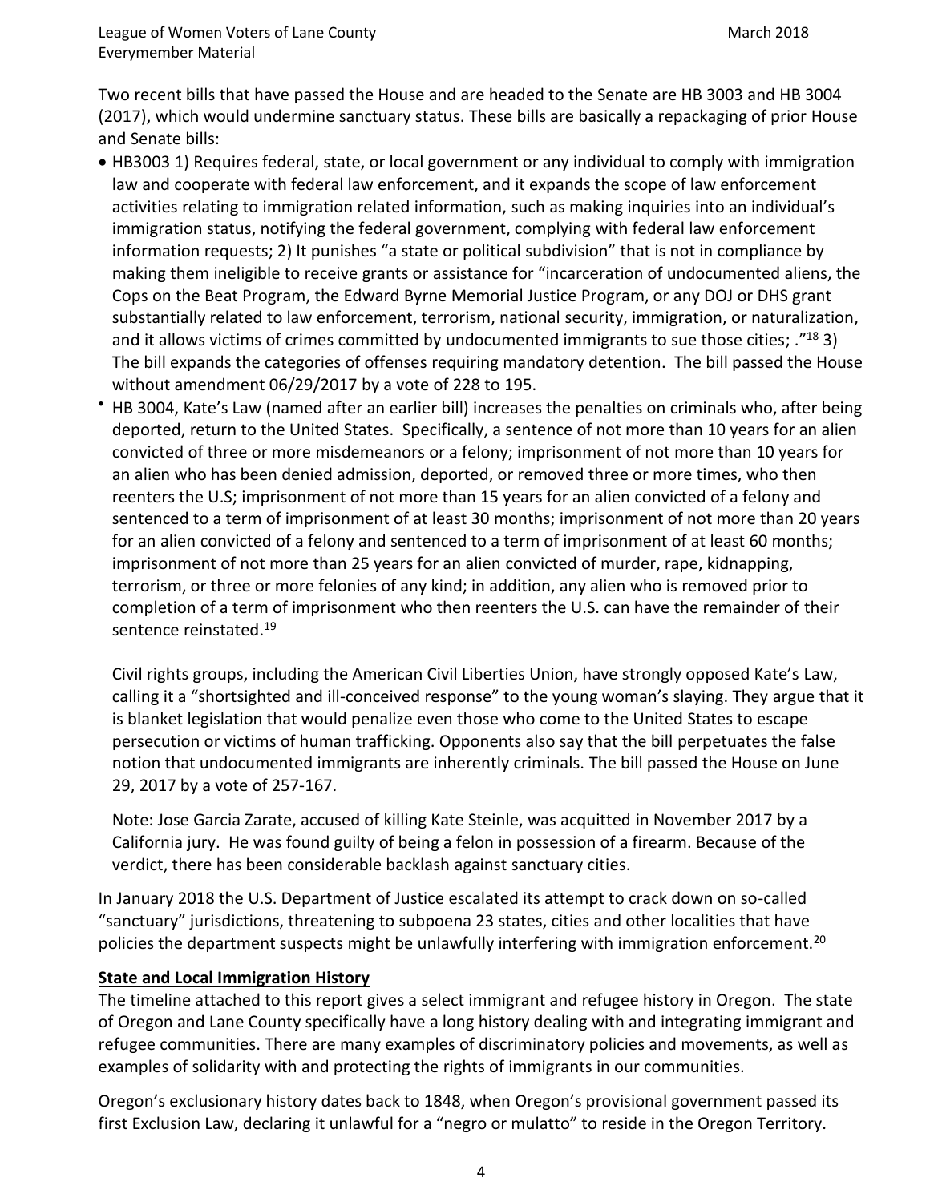Two recent bills that have passed the House and are headed to the Senate are HB 3003 and HB 3004 (2017), which would undermine sanctuary status. These bills are basically a repackaging of prior House and Senate bills:

- HB3003 1) Requires federal, state, or local government or any individual to comply with immigration law and cooperate with federal law enforcement, and it expands the scope of law enforcement activities relating to immigration related information, such as making inquiries into an individual's immigration status, notifying the federal government, complying with federal law enforcement information requests; 2) It punishes "a state or political subdivision" that is not in compliance by making them ineligible to receive grants or assistance for "incarceration of undocumented aliens, the Cops on the Beat Program, the Edward Byrne Memorial Justice Program, or any DOJ or DHS grant substantially related to law enforcement, terrorism, national security, immigration, or naturalization, and it allows victims of crimes committed by undocumented immigrants to sue those cities; ."[18] 3) The bill expands the categories of offenses requiring mandatory detention. The bill passed the House without amendment 06/29/2017 by a vote of 228 to 195.
- HB 3004, Kate's Law (named after an earlier bill) increases the penalties on criminals who, after being deported, return to the United States. Specifically, a sentence of not more than 10 years for an alien convicted of three or more misdemeanors or a felony; imprisonment of not more than 10 years for an alien who has been denied admission, deported, or removed three or more times, who then reenters the U.S; imprisonment of not more than 15 years for an alien convicted of a felony and sentenced to a term of imprisonment of at least 30 months; imprisonment of not more than 20 years for an alien convicted of a felony and sentenced to a term of imprisonment of at least 60 months; imprisonment of not more than 25 years for an alien convicted of murder, rape, kidnapping, terrorism, or three or more felonies of any kind; in addition, any alien who is removed prior to completion of a term of imprisonment who then reenters the U.S. can have the remainder of their sentence reinstated.[19]

  Civil rights groups, including the American Civil Liberties Union, have strongly opposed Kate's Law, calling it a "shortsighted and ill-conceived response" to the young woman's slaying. They argue that it is blanket legislation that would penalize even those who come to the United States to escape persecution or victims of human trafficking. Opponents also say that the bill perpetuates the false notion that undocumented immigrants are inherently criminals. The bill passed the House on June 29, 2017 by a vote of 257-167.

  Note: Jose Garcia Zarate, accused of killing Kate Steinle, was acquitted in November 2017 by a California jury. He was found guilty of being a felon in possession of a firearm. Because of the verdict, there has been considerable backlash against sanctuary cities.

In January 2018 the U.S. Department of Justice escalated its attempt to crack down on so-called "sanctuary" jurisdictions, threatening to subpoena 23 states, cities and other localities that have policies the department suspects might be unlawfully interfering with immigration enforcement.[20]

**State and Local Immigration History**

The timeline attached to this report gives a select immigrant and refugee history in Oregon. The state of Oregon and Lane County specifically have a long history dealing with and integrating immigrant and refugee communities. There are many examples of discriminatory policies and movements, as well as examples of solidarity with and protecting the rights of immigrants in our communities.

Oregon's exclusionary history dates back to 1848, when Oregon's provisional government passed its first Exclusion Law, declaring it unlawful for a "negro or mulatto" to reside in the Oregon Territory.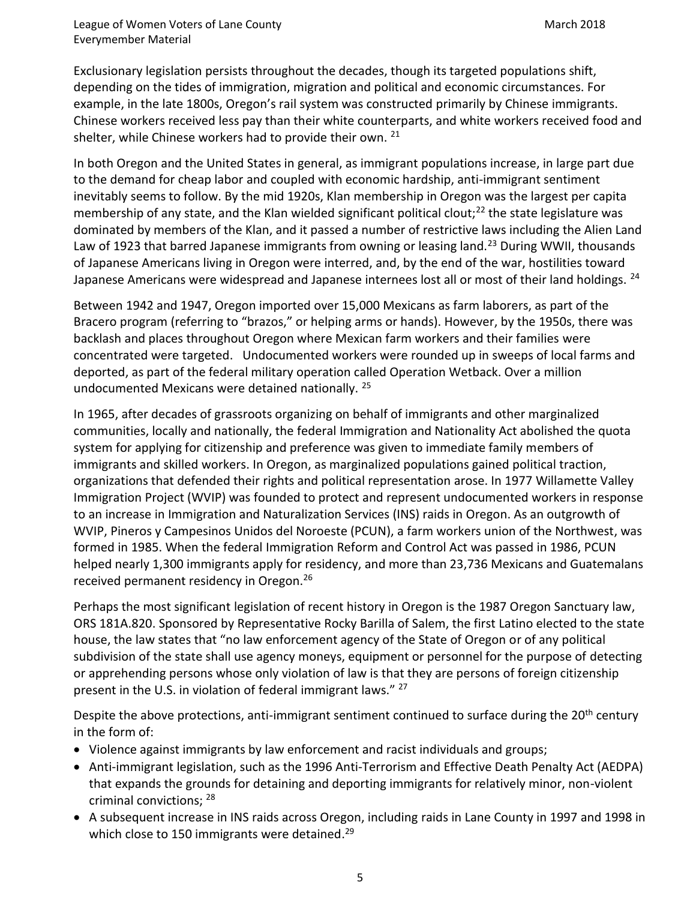Exclusionary legislation persists throughout the decades, though its targeted populations shift, depending on the tides of immigration, migration and political and economic circumstances. For example, in the late 1800s, Oregon's rail system was constructed primarily by Chinese immigrants. Chinese workers received less pay than their white counterparts, and white workers received food and shelter, while Chinese workers had to provide their own. [21]

In both Oregon and the United States in general, as immigrant populations increase, in large part due to the demand for cheap labor and coupled with economic hardship, anti-immigrant sentiment inevitably seems to follow. By the mid 1920s, Klan membership in Oregon was the largest per capita membership of any state, and the Klan wielded significant political clout;[22] the state legislature was dominated by members of the Klan, and it passed a number of restrictive laws including the Alien Land Law of 1923 that barred Japanese immigrants from owning or leasing land.[23] During WWII, thousands of Japanese Americans living in Oregon were interred, and, by the end of the war, hostilities toward Japanese Americans were widespread and Japanese internees lost all or most of their land holdings. [24]

Between 1942 and 1947, Oregon imported over 15,000 Mexicans as farm laborers, as part of the Bracero program (referring to "brazos," or helping arms or hands). However, by the 1950s, there was backlash and places throughout Oregon where Mexican farm workers and their families were concentrated were targeted. Undocumented workers were rounded up in sweeps of local farms and deported, as part of the federal military operation called Operation Wetback. Over a million undocumented Mexicans were detained nationally. [25]

In 1965, after decades of grassroots organizing on behalf of immigrants and other marginalized communities, locally and nationally, the federal Immigration and Nationality Act abolished the quota system for applying for citizenship and preference was given to immediate family members of immigrants and skilled workers. In Oregon, as marginalized populations gained political traction, organizations that defended their rights and political representation arose. In 1977 Willamette Valley Immigration Project (WVIP) was founded to protect and represent undocumented workers in response to an increase in Immigration and Naturalization Services (INS) raids in Oregon. As an outgrowth of WVIP, Pineros y Campesinos Unidos del Noroeste (PCUN), a farm workers union of the Northwest, was formed in 1985. When the federal Immigration Reform and Control Act was passed in 1986, PCUN helped nearly 1,300 immigrants apply for residency, and more than 23,736 Mexicans and Guatemalans received permanent residency in Oregon.[26]

Perhaps the most significant legislation of recent history in Oregon is the 1987 Oregon Sanctuary law, ORS 181A.820. Sponsored by Representative Rocky Barilla of Salem, the first Latino elected to the state house, the law states that "no law enforcement agency of the State of Oregon or of any political subdivision of the state shall use agency moneys, equipment or personnel for the purpose of detecting or apprehending persons whose only violation of law is that they are persons of foreign citizenship present in the U.S. in violation of federal immigrant laws." [27]

Despite the above protections, anti-immigrant sentiment continued to surface during the 20th century in the form of:

- Violence against immigrants by law enforcement and racist individuals and groups;
- Anti-immigrant legislation, such as the 1996 Anti-Terrorism and Effective Death Penalty Act (AEDPA) that expands the grounds for detaining and deporting immigrants for relatively minor, non-violent criminal convictions; [28]
- A subsequent increase in INS raids across Oregon, including raids in Lane County in 1997 and 1998 in which close to 150 immigrants were detained.[29]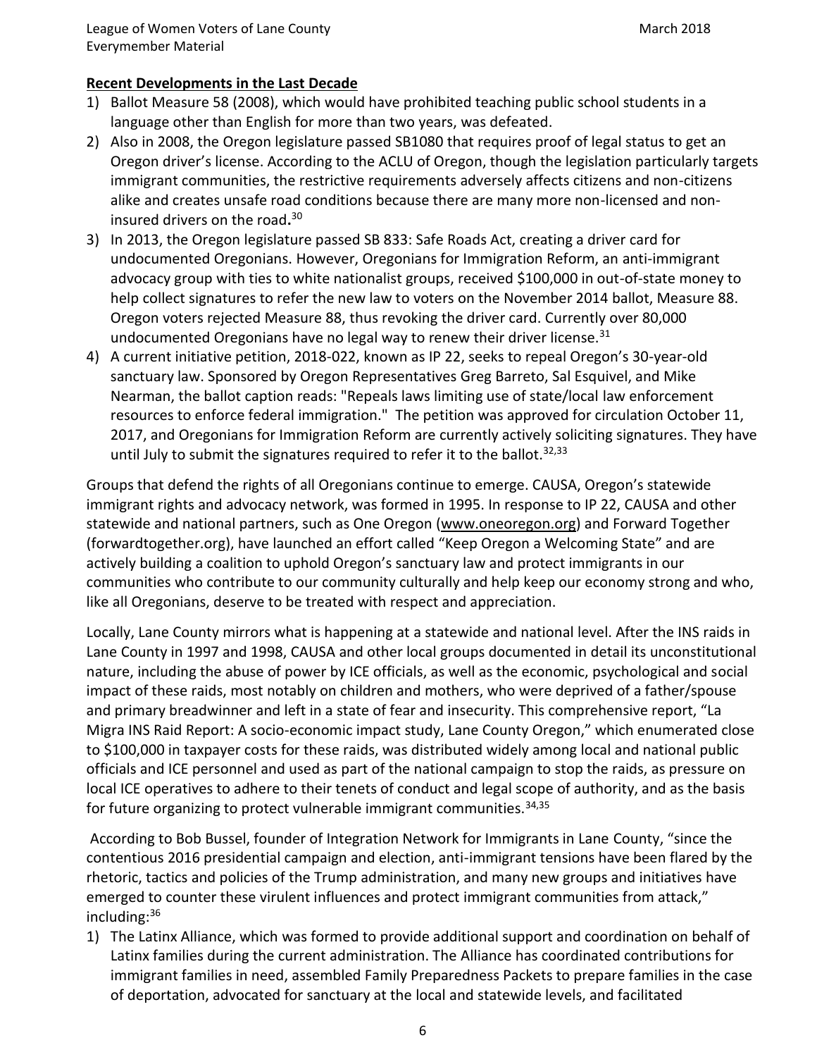**Recent Developments in the Last Decade**

1) Ballot Measure 58 (2008), which would have prohibited teaching public school students in a language other than English for more than two years, was defeated.
2) Also in 2008, the Oregon legislature passed SB1080 that requires proof of legal status to get an Oregon driver's license. According to the ACLU of Oregon, though the legislation particularly targets immigrant communities, the restrictive requirements adversely affects citizens and non-citizens alike and creates unsafe road conditions because there are many more non-licensed and non-insured drivers on the road.[30]
3) In 2013, the Oregon legislature passed SB 833: Safe Roads Act, creating a driver card for undocumented Oregonians. However, Oregonians for Immigration Reform, an anti-immigrant advocacy group with ties to white nationalist groups, received $100,000 in out-of-state money to help collect signatures to refer the new law to voters on the November 2014 ballot, Measure 88. Oregon voters rejected Measure 88, thus revoking the driver card. Currently over 80,000 undocumented Oregonians have no legal way to renew their driver license.[31]
4) A current initiative petition, 2018-022, known as IP 22, seeks to repeal Oregon's 30-year-old sanctuary law. Sponsored by Oregon Representatives Greg Barreto, Sal Esquivel, and Mike Nearman, the ballot caption reads: "Repeals laws limiting use of state/local law enforcement resources to enforce federal immigration." The petition was approved for circulation October 11, 2017, and Oregonians for Immigration Reform are currently actively soliciting signatures. They have until July to submit the signatures required to refer it to the ballot.[32,33]

Groups that defend the rights of all Oregonians continue to emerge. CAUSA, Oregon's statewide immigrant rights and advocacy network, was formed in 1995. In response to IP 22, CAUSA and other statewide and national partners, such as One Oregon (www.oneoregon.org) and Forward Together (forwardtogether.org), have launched an effort called "Keep Oregon a Welcoming State" and are actively building a coalition to uphold Oregon's sanctuary law and protect immigrants in our communities who contribute to our community culturally and help keep our economy strong and who, like all Oregonians, deserve to be treated with respect and appreciation.

Locally, Lane County mirrors what is happening at a statewide and national level. After the INS raids in Lane County in 1997 and 1998, CAUSA and other local groups documented in detail its unconstitutional nature, including the abuse of power by ICE officials, as well as the economic, psychological and social impact of these raids, most notably on children and mothers, who were deprived of a father/spouse and primary breadwinner and left in a state of fear and insecurity. This comprehensive report, "La Migra INS Raid Report: A socio-economic impact study, Lane County Oregon," which enumerated close to $100,000 in taxpayer costs for these raids, was distributed widely among local and national public officials and ICE personnel and used as part of the national campaign to stop the raids, as pressure on local ICE operatives to adhere to their tenets of conduct and legal scope of authority, and as the basis for future organizing to protect vulnerable immigrant communities.[34,35]

According to Bob Bussel, founder of Integration Network for Immigrants in Lane County, "since the contentious 2016 presidential campaign and election, anti-immigrant tensions have been flared by the rhetoric, tactics and policies of the Trump administration, and many new groups and initiatives have emerged to counter these virulent influences and protect immigrant communities from attack," including:[36]

1) The Latinx Alliance, which was formed to provide additional support and coordination on behalf of Latinx families during the current administration. The Alliance has coordinated contributions for immigrant families in need, assembled Family Preparedness Packets to prepare families in the case of deportation, advocated for sanctuary at the local and statewide levels, and facilitated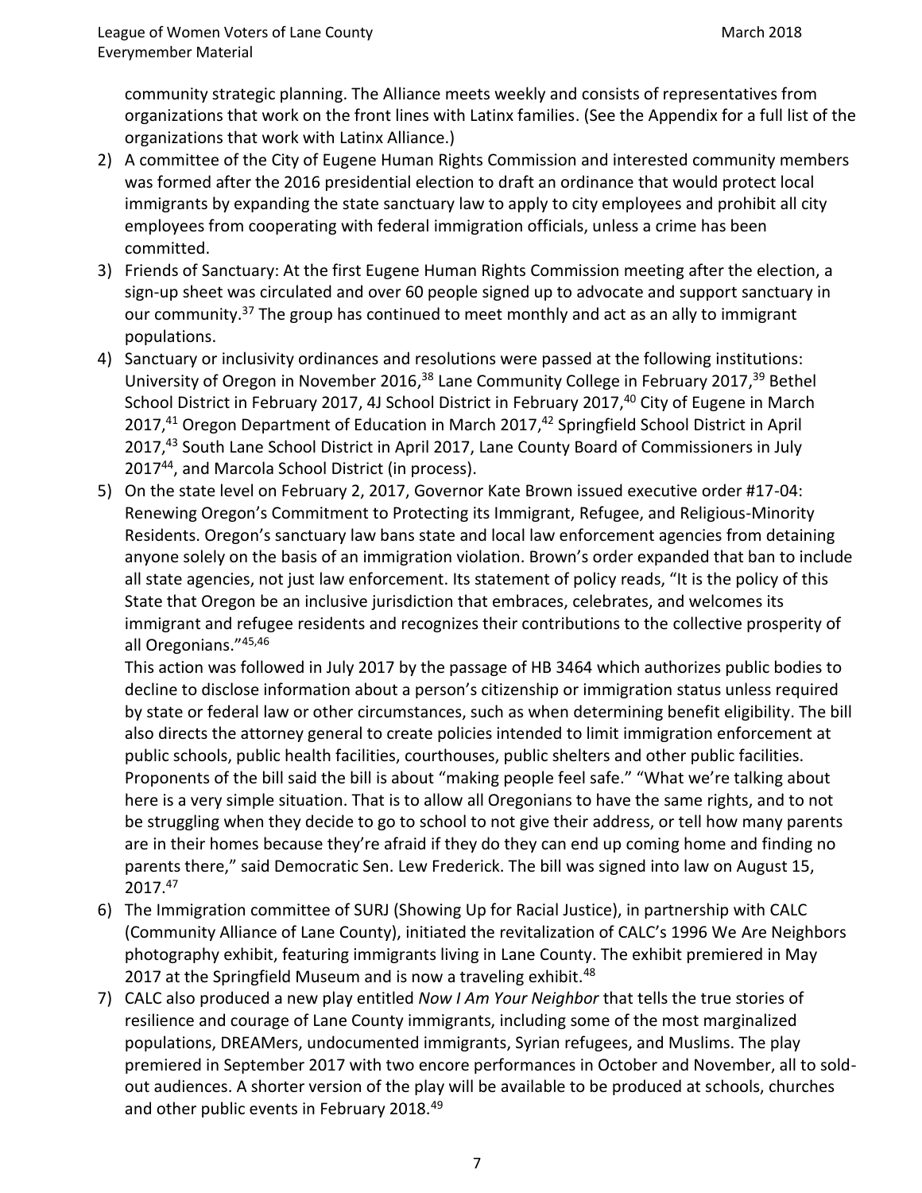community strategic planning. The Alliance meets weekly and consists of representatives from organizations that work on the front lines with Latinx families. (See the Appendix for a full list of the organizations that work with Latinx Alliance.)

2) A committee of the City of Eugene Human Rights Commission and interested community members was formed after the 2016 presidential election to draft an ordinance that would protect local immigrants by expanding the state sanctuary law to apply to city employees and prohibit all city employees from cooperating with federal immigration officials, unless a crime has been committed.
3) Friends of Sanctuary: At the first Eugene Human Rights Commission meeting after the election, a sign-up sheet was circulated and over 60 people signed up to advocate and support sanctuary in our community.[37] The group has continued to meet monthly and act as an ally to immigrant populations.
4) Sanctuary or inclusivity ordinances and resolutions were passed at the following institutions: University of Oregon in November 2016,[38] Lane Community College in February 2017,[39] Bethel School District in February 2017, 4J School District in February 2017,[40] City of Eugene in March 2017,[41] Oregon Department of Education in March 2017,[42] Springfield School District in April 2017,[43] South Lane School District in April 2017, Lane County Board of Commissioners in July 2017[44], and Marcola School District (in process).
5) On the state level on February 2, 2017, Governor Kate Brown issued executive order #17-04: Renewing Oregon's Commitment to Protecting its Immigrant, Refugee, and Religious-Minority Residents. Oregon's sanctuary law bans state and local law enforcement agencies from detaining anyone solely on the basis of an immigration violation. Brown's order expanded that ban to include all state agencies, not just law enforcement. Its statement of policy reads, "It is the policy of this State that Oregon be an inclusive jurisdiction that embraces, celebrates, and welcomes its immigrant and refugee residents and recognizes their contributions to the collective prosperity of all Oregonians."[45,46]

   This action was followed in July 2017 by the passage of HB 3464 which authorizes public bodies to decline to disclose information about a person's citizenship or immigration status unless required by state or federal law or other circumstances, such as when determining benefit eligibility. The bill also directs the attorney general to create policies intended to limit immigration enforcement at public schools, public health facilities, courthouses, public shelters and other public facilities. Proponents of the bill said the bill is about "making people feel safe." "What we're talking about here is a very simple situation. That is to allow all Oregonians to have the same rights, and to not be struggling when they decide to go to school to not give their address, or tell how many parents are in their homes because they're afraid if they do they can end up coming home and finding no parents there," said Democratic Sen. Lew Frederick. The bill was signed into law on August 15, 2017.[47]
6) The Immigration committee of SURJ (Showing Up for Racial Justice), in partnership with CALC (Community Alliance of Lane County), initiated the revitalization of CALC's 1996 We Are Neighbors photography exhibit, featuring immigrants living in Lane County. The exhibit premiered in May 2017 at the Springfield Museum and is now a traveling exhibit.[48]
7) CALC also produced a new play entitled *Now I Am Your Neighbor* that tells the true stories of resilience and courage of Lane County immigrants, including some of the most marginalized populations, DREAMers, undocumented immigrants, Syrian refugees, and Muslims. The play premiered in September 2017 with two encore performances in October and November, all to sold-out audiences. A shorter version of the play will be available to be produced at schools, churches and other public events in February 2018.[49]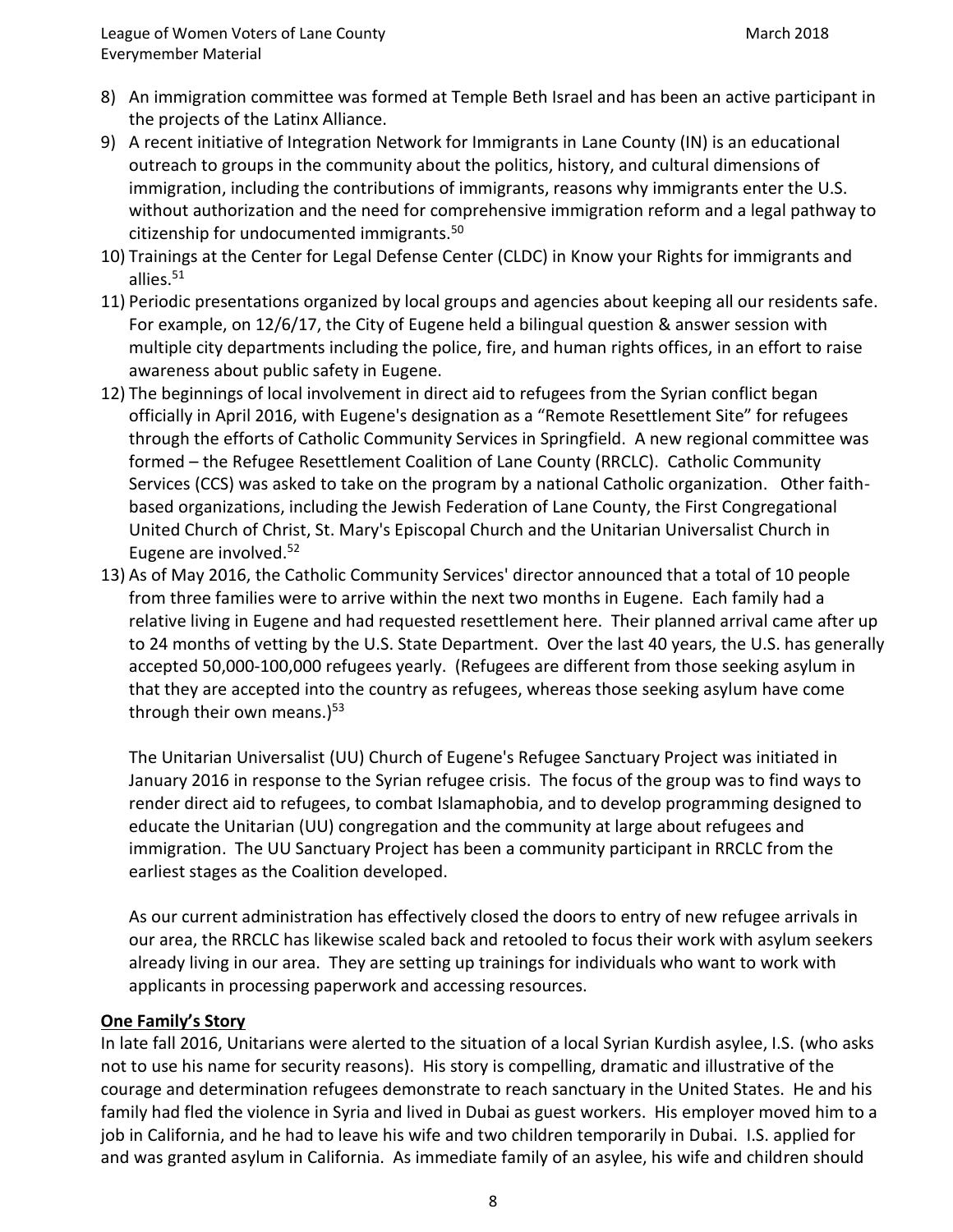8) An immigration committee was formed at Temple Beth Israel and has been an active participant in the projects of the Latinx Alliance.
9) A recent initiative of Integration Network for Immigrants in Lane County (IN) is an educational outreach to groups in the community about the politics, history, and cultural dimensions of immigration, including the contributions of immigrants, reasons why immigrants enter the U.S. without authorization and the need for comprehensive immigration reform and a legal pathway to citizenship for undocumented immigrants.[50]
10) Trainings at the Center for Legal Defense Center (CLDC) in Know your Rights for immigrants and allies.[51]
11) Periodic presentations organized by local groups and agencies about keeping all our residents safe. For example, on 12/6/17, the City of Eugene held a bilingual question & answer session with multiple city departments including the police, fire, and human rights offices, in an effort to raise awareness about public safety in Eugene.
12) The beginnings of local involvement in direct aid to refugees from the Syrian conflict began officially in April 2016, with Eugene's designation as a "Remote Resettlement Site" for refugees through the efforts of Catholic Community Services in Springfield. A new regional committee was formed – the Refugee Resettlement Coalition of Lane County (RRCLC). Catholic Community Services (CCS) was asked to take on the program by a national Catholic organization. Other faith-based organizations, including the Jewish Federation of Lane County, the First Congregational United Church of Christ, St. Mary's Episcopal Church and the Unitarian Universalist Church in Eugene are involved.[52]
13) As of May 2016, the Catholic Community Services' director announced that a total of 10 people from three families were to arrive within the next two months in Eugene. Each family had a relative living in Eugene and had requested resettlement here. Their planned arrival came after up to 24 months of vetting by the U.S. State Department. Over the last 40 years, the U.S. has generally accepted 50,000-100,000 refugees yearly. (Refugees are different from those seeking asylum in that they are accepted into the country as refugees, whereas those seeking asylum have come through their own means.)[53]

    The Unitarian Universalist (UU) Church of Eugene's Refugee Sanctuary Project was initiated in January 2016 in response to the Syrian refugee crisis. The focus of the group was to find ways to render direct aid to refugees, to combat Islamaphobia, and to develop programming designed to educate the Unitarian (UU) congregation and the community at large about refugees and immigration. The UU Sanctuary Project has been a community participant in RRCLC from the earliest stages as the Coalition developed.

    As our current administration has effectively closed the doors to entry of new refugee arrivals in our area, the RRCLC has likewise scaled back and retooled to focus their work with asylum seekers already living in our area. They are setting up trainings for individuals who want to work with applicants in processing paperwork and accessing resources.

**One Family's Story**

In late fall 2016, Unitarians were alerted to the situation of a local Syrian Kurdish asylee, I.S. (who asks not to use his name for security reasons). His story is compelling, dramatic and illustrative of the courage and determination refugees demonstrate to reach sanctuary in the United States. He and his family had fled the violence in Syria and lived in Dubai as guest workers. His employer moved him to a job in California, and he had to leave his wife and two children temporarily in Dubai. I.S. applied for and was granted asylum in California. As immediate family of an asylee, his wife and children should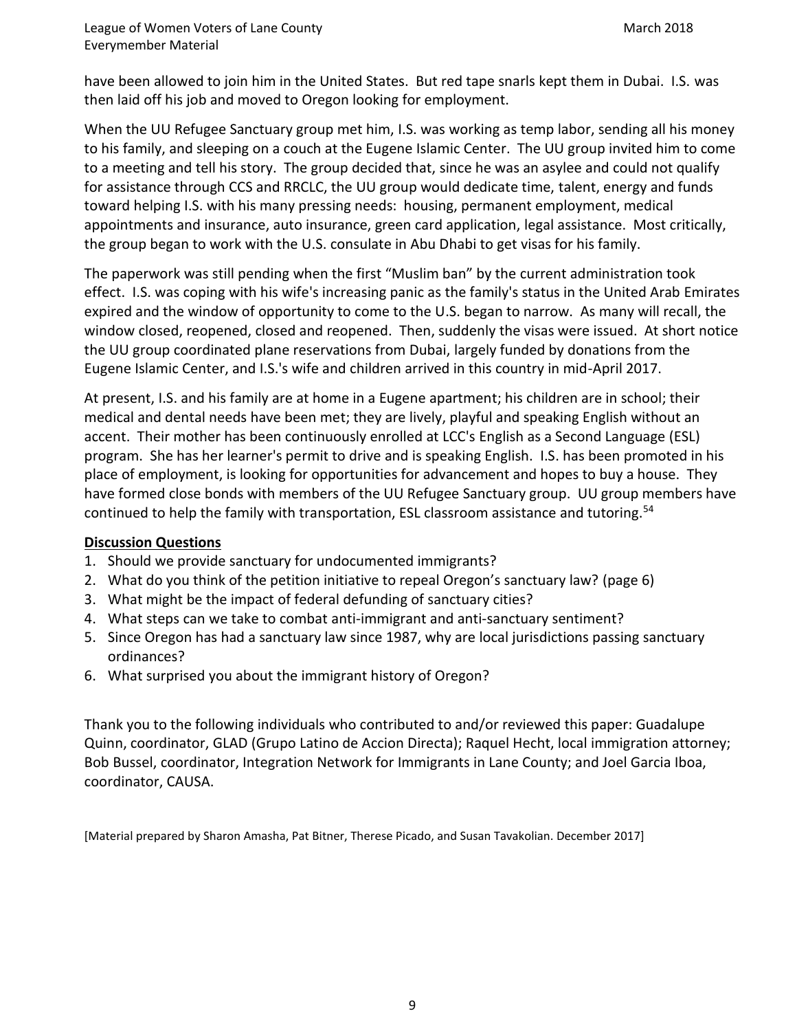have been allowed to join him in the United States. But red tape snarls kept them in Dubai. I.S. was then laid off his job and moved to Oregon looking for employment.

When the UU Refugee Sanctuary group met him, I.S. was working as temp labor, sending all his money to his family, and sleeping on a couch at the Eugene Islamic Center. The UU group invited him to come to a meeting and tell his story. The group decided that, since he was an asylee and could not qualify for assistance through CCS and RRCLC, the UU group would dedicate time, talent, energy and funds toward helping I.S. with his many pressing needs: housing, permanent employment, medical appointments and insurance, auto insurance, green card application, legal assistance. Most critically, the group began to work with the U.S. consulate in Abu Dhabi to get visas for his family.

The paperwork was still pending when the first "Muslim ban" by the current administration took effect. I.S. was coping with his wife's increasing panic as the family's status in the United Arab Emirates expired and the window of opportunity to come to the U.S. began to narrow. As many will recall, the window closed, reopened, closed and reopened. Then, suddenly the visas were issued. At short notice the UU group coordinated plane reservations from Dubai, largely funded by donations from the Eugene Islamic Center, and I.S.'s wife and children arrived in this country in mid-April 2017.

At present, I.S. and his family are at home in a Eugene apartment; his children are in school; their medical and dental needs have been met; they are lively, playful and speaking English without an accent. Their mother has been continuously enrolled at LCC's English as a Second Language (ESL) program. She has her learner's permit to drive and is speaking English. I.S. has been promoted in his place of employment, is looking for opportunities for advancement and hopes to buy a house. They have formed close bonds with members of the UU Refugee Sanctuary group. UU group members have continued to help the family with transportation, ESL classroom assistance and tutoring.[54]

**Discussion Questions**

1. Should we provide sanctuary for undocumented immigrants?
2. What do you think of the petition initiative to repeal Oregon's sanctuary law? (page 6)
3. What might be the impact of federal defunding of sanctuary cities?
4. What steps can we take to combat anti-immigrant and anti-sanctuary sentiment?
5. Since Oregon has had a sanctuary law since 1987, why are local jurisdictions passing sanctuary ordinances?
6. What surprised you about the immigrant history of Oregon?

Thank you to the following individuals who contributed to and/or reviewed this paper: Guadalupe Quinn, coordinator, GLAD (Grupo Latino de Accion Directa); Raquel Hecht, local immigration attorney; Bob Bussel, coordinator, Integration Network for Immigrants in Lane County; and Joel Garcia Iboa, coordinator, CAUSA.

[Material prepared by Sharon Amasha, Pat Bitner, Therese Picado, and Susan Tavakolian. December 2017]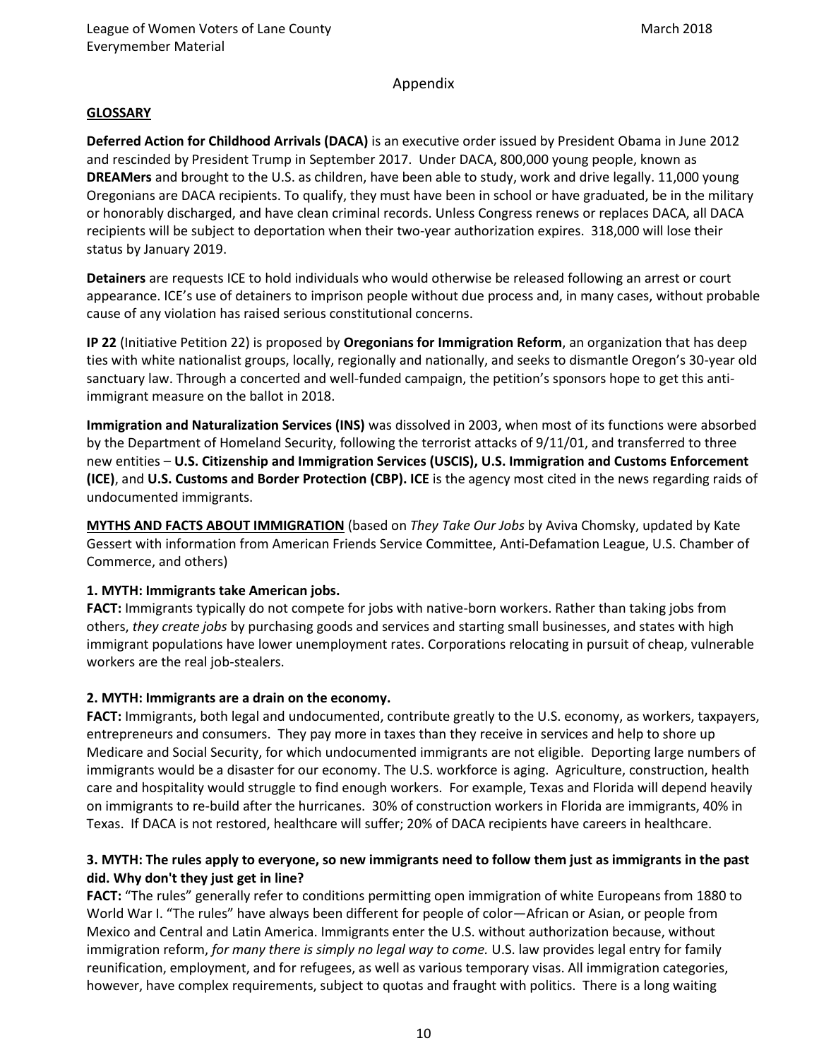## Appendix

**GLOSSARY**

**Deferred Action for Childhood Arrivals (DACA)** is an executive order issued by President Obama in June 2012 and rescinded by President Trump in September 2017. Under DACA, 800,000 young people, known as **DREAMers** and brought to the U.S. as children, have been able to study, work and drive legally. 11,000 young Oregonians are DACA recipients. To qualify, they must have been in school or have graduated, be in the military or honorably discharged, and have clean criminal records. Unless Congress renews or replaces DACA, all DACA recipients will be subject to deportation when their two-year authorization expires. 318,000 will lose their status by January 2019.

**Detainers** are requests ICE to hold individuals who would otherwise be released following an arrest or court appearance. ICE's use of detainers to imprison people without due process and, in many cases, without probable cause of any violation has raised serious constitutional concerns.

**IP 22** (Initiative Petition 22) is proposed by **Oregonians for Immigration Reform**, an organization that has deep ties with white nationalist groups, locally, regionally and nationally, and seeks to dismantle Oregon's 30-year old sanctuary law. Through a concerted and well-funded campaign, the petition's sponsors hope to get this anti-immigrant measure on the ballot in 2018.

**Immigration and Naturalization Services (INS)** was dissolved in 2003, when most of its functions were absorbed by the Department of Homeland Security, following the terrorist attacks of 9/11/01, and transferred to three new entities – **U.S. Citizenship and Immigration Services (USCIS), U.S. Immigration and Customs Enforcement (ICE)**, and **U.S. Customs and Border Protection (CBP). ICE** is the agency most cited in the news regarding raids of undocumented immigrants.

**MYTHS AND FACTS ABOUT IMMIGRATION** (based on *They Take Our Jobs* by Aviva Chomsky, updated by Kate Gessert with information from American Friends Service Committee, Anti-Defamation League, U.S. Chamber of Commerce, and others)

**1. MYTH: Immigrants take American jobs.**
**FACT:** Immigrants typically do not compete for jobs with native-born workers. Rather than taking jobs from others, *they create jobs* by purchasing goods and services and starting small businesses, and states with high immigrant populations have lower unemployment rates. Corporations relocating in pursuit of cheap, vulnerable workers are the real job-stealers.

**2. MYTH: Immigrants are a drain on the economy.**
**FACT:** Immigrants, both legal and undocumented, contribute greatly to the U.S. economy, as workers, taxpayers, entrepreneurs and consumers. They pay more in taxes than they receive in services and help to shore up Medicare and Social Security, for which undocumented immigrants are not eligible. Deporting large numbers of immigrants would be a disaster for our economy. The U.S. workforce is aging. Agriculture, construction, health care and hospitality would struggle to find enough workers. For example, Texas and Florida will depend heavily on immigrants to re-build after the hurricanes. 30% of construction workers in Florida are immigrants, 40% in Texas. If DACA is not restored, healthcare will suffer; 20% of DACA recipients have careers in healthcare.

**3. MYTH: The rules apply to everyone, so new immigrants need to follow them just as immigrants in the past did. Why don't they just get in line?**
**FACT:** "The rules" generally refer to conditions permitting open immigration of white Europeans from 1880 to World War I. "The rules" have always been different for people of color—African or Asian, or people from Mexico and Central and Latin America. Immigrants enter the U.S. without authorization because, without immigration reform, *for many there is simply no legal way to come.* U.S. law provides legal entry for family reunification, employment, and for refugees, as well as various temporary visas. All immigration categories, however, have complex requirements, subject to quotas and fraught with politics. There is a long waiting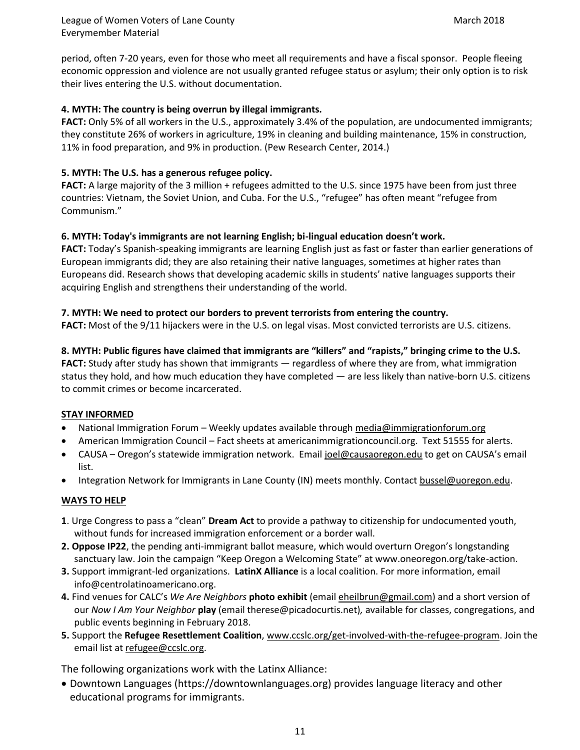period, often 7-20 years, even for those who meet all requirements and have a fiscal sponsor. People fleeing economic oppression and violence are not usually granted refugee status or asylum; their only option is to risk their lives entering the U.S. without documentation.

**4. MYTH: The country is being overrun by illegal immigrants.**
**FACT:** Only 5% of all workers in the U.S., approximately 3.4% of the population, are undocumented immigrants; they constitute 26% of workers in agriculture, 19% in cleaning and building maintenance, 15% in construction, 11% in food preparation, and 9% in production. (Pew Research Center, 2014.)

**5. MYTH: The U.S. has a generous refugee policy.**
**FACT:** A large majority of the 3 million + refugees admitted to the U.S. since 1975 have been from just three countries: Vietnam, the Soviet Union, and Cuba. For the U.S., "refugee" has often meant "refugee from Communism."

**6. MYTH: Today's immigrants are not learning English; bi-lingual education doesn't work.**
**FACT:** Today's Spanish-speaking immigrants are learning English just as fast or faster than earlier generations of European immigrants did; they are also retaining their native languages, sometimes at higher rates than Europeans did. Research shows that developing academic skills in students' native languages supports their acquiring English and strengthens their understanding of the world.

**7. MYTH: We need to protect our borders to prevent terrorists from entering the country.**
**FACT:** Most of the 9/11 hijackers were in the U.S. on legal visas. Most convicted terrorists are U.S. citizens.

**8. MYTH: Public figures have claimed that immigrants are "killers" and "rapists," bringing crime to the U.S.**
**FACT:** Study after study has shown that immigrants — regardless of where they are from, what immigration status they hold, and how much education they have completed — are less likely than native-born U.S. citizens to commit crimes or become incarcerated.

**STAY INFORMED**

- National Immigration Forum – Weekly updates available through media@immigrationforum.org
- American Immigration Council – Fact sheets at americanimmigrationcouncil.org. Text 51555 for alerts.
- CAUSA – Oregon's statewide immigration network. Email joel@causaoregon.edu to get on CAUSA's email list.
- Integration Network for Immigrants in Lane County (IN) meets monthly. Contact bussel@uoregon.edu.

**WAYS TO HELP**

**1**. Urge Congress to pass a "clean" **Dream Act** to provide a pathway to citizenship for undocumented youth, without funds for increased immigration enforcement or a border wall.
**2. Oppose IP22**, the pending anti-immigrant ballot measure, which would overturn Oregon's longstanding sanctuary law. Join the campaign "Keep Oregon a Welcoming State" at www.oneoregon.org/take-action.
**3.** Support immigrant-led organizations. **LatinX Alliance** is a local coalition. For more information, email info@centrolatinoamericano.org.
**4.** Find venues for CALC's *We Are Neighbors* **photo exhibit** (email eheilbrun@gmail.com) and a short version of our *Now I Am Your Neighbor* **play** (email therese@picadocurtis.net)*,* available for classes, congregations, and public events beginning in February 2018.
**5.** Support the **Refugee Resettlement Coalition**, www.ccslc.org/get-involved-with-the-refugee-program. Join the email list at refugee@ccslc.org.

The following organizations work with the Latinx Alliance:

- Downtown Languages (https://downtownlanguages.org) provides language literacy and other educational programs for immigrants.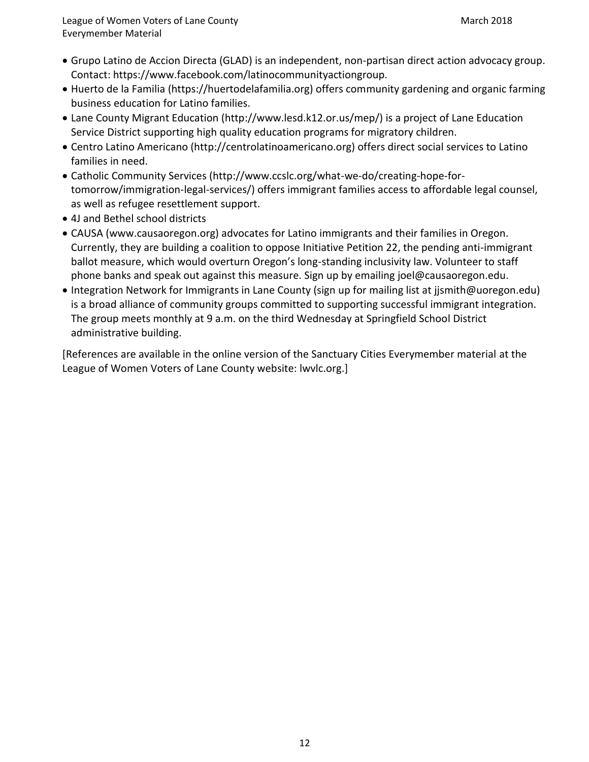- Grupo Latino de Accion Directa (GLAD) is an independent, non-partisan direct action advocacy group. Contact: https://www.facebook.com/latinocommunityactiongroup.
- Huerto de la Familia (https://huertodelafamilia.org) offers community gardening and organic farming business education for Latino families.
- Lane County Migrant Education (http://www.lesd.k12.or.us/mep/) is a project of Lane Education Service District supporting high quality education programs for migratory children.
- Centro Latino Americano (http://centrolatinoamericano.org) offers direct social services to Latino families in need.
- Catholic Community Services (http://www.ccslc.org/what-we-do/creating-hope-for-tomorrow/immigration-legal-services/) offers immigrant families access to affordable legal counsel, as well as refugee resettlement support.
- 4J and Bethel school districts
- CAUSA (www.causaoregon.org) advocates for Latino immigrants and their families in Oregon. Currently, they are building a coalition to oppose Initiative Petition 22, the pending anti-immigrant ballot measure, which would overturn Oregon's long-standing inclusivity law. Volunteer to staff phone banks and speak out against this measure. Sign up by emailing joel@causaoregon.edu.
- Integration Network for Immigrants in Lane County (sign up for mailing list at jjsmith@uoregon.edu) is a broad alliance of community groups committed to supporting successful immigrant integration. The group meets monthly at 9 a.m. on the third Wednesday at Springfield School District administrative building.

[References are available in the online version of the Sanctuary Cities Everymember material at the League of Women Voters of Lane County website: lwvlc.org.]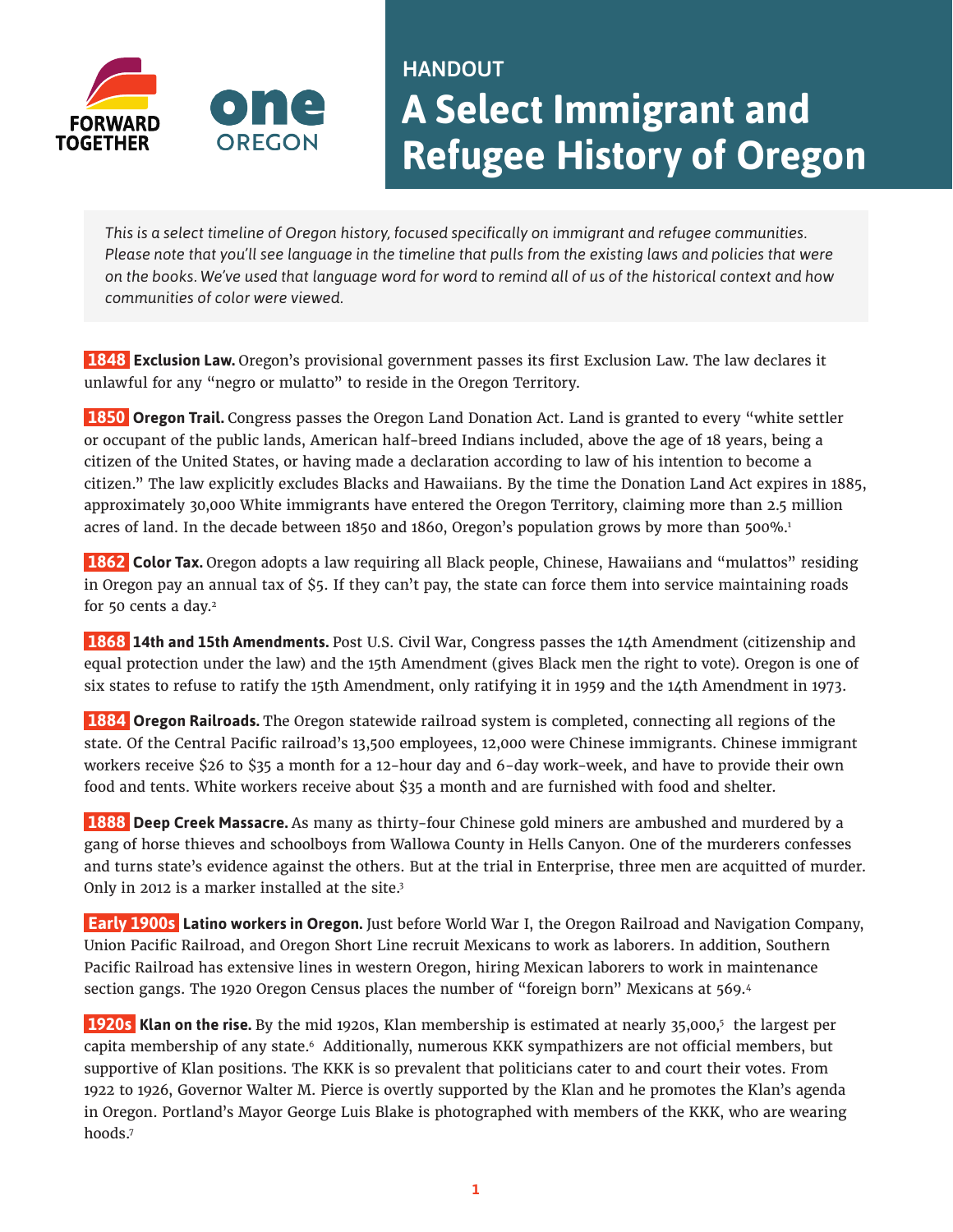FORWARD TOGETHER

one OREGON

HANDOUT

# A Select Immigrant and Refugee History of Oregon

*This is a select timeline of Oregon history, focused specifically on immigrant and refugee communities. Please note that you'll see language in the timeline that pulls from the existing laws and policies that were on the books. We've used that language word for word to remind all of us of the historical context and how communities of color were viewed.*

**1848 Exclusion Law.** Oregon's provisional government passes its first Exclusion Law. The law declares it unlawful for any "negro or mulatto" to reside in the Oregon Territory.

**1850 Oregon Trail.** Congress passes the Oregon Land Donation Act. Land is granted to every "white settler or occupant of the public lands, American half-breed Indians included, above the age of 18 years, being a citizen of the United States, or having made a declaration according to law of his intention to become a citizen." The law explicitly excludes Blacks and Hawaiians. By the time the Donation Land Act expires in 1885, approximately 30,000 White immigrants have entered the Oregon Territory, claiming more than 2.5 million acres of land. In the decade between 1850 and 1860, Oregon's population grows by more than 500%.[1]

**1862 Color Tax.** Oregon adopts a law requiring all Black people, Chinese, Hawaiians and "mulattos" residing in Oregon pay an annual tax of $5. If they can't pay, the state can force them into service maintaining roads for 50 cents a day.[2]

**1868 14th and 15th Amendments.** Post U.S. Civil War, Congress passes the 14th Amendment (citizenship and equal protection under the law) and the 15th Amendment (gives Black men the right to vote). Oregon is one of six states to refuse to ratify the 15th Amendment, only ratifying it in 1959 and the 14th Amendment in 1973.

**1884 Oregon Railroads.** The Oregon statewide railroad system is completed, connecting all regions of the state. Of the Central Pacific railroad's 13,500 employees, 12,000 were Chinese immigrants. Chinese immigrant workers receive $26 to $35 a month for a 12-hour day and 6-day work-week, and have to provide their own food and tents. White workers receive about $35 a month and are furnished with food and shelter.

**1888 Deep Creek Massacre.** As many as thirty-four Chinese gold miners are ambushed and murdered by a gang of horse thieves and schoolboys from Wallowa County in Hells Canyon. One of the murderers confesses and turns state's evidence against the others. But at the trial in Enterprise, three men are acquitted of murder. Only in 2012 is a marker installed at the site.[3]

**Early 1900s Latino workers in Oregon.** Just before World War I, the Oregon Railroad and Navigation Company, Union Pacific Railroad, and Oregon Short Line recruit Mexicans to work as laborers. In addition, Southern Pacific Railroad has extensive lines in western Oregon, hiring Mexican laborers to work in maintenance section gangs. The 1920 Oregon Census places the number of "foreign born" Mexicans at 569.[4]

**1920s Klan on the rise.** By the mid 1920s, Klan membership is estimated at nearly 35,000,[5] the largest per capita membership of any state.[6] Additionally, numerous KKK sympathizers are not official members, but supportive of Klan positions. The KKK is so prevalent that politicians cater to and court their votes. From 1922 to 1926, Governor Walter M. Pierce is overtly supported by the Klan and he promotes the Klan's agenda in Oregon. Portland's Mayor George Luis Blake is photographed with members of the KKK, who are wearing hoods.[7]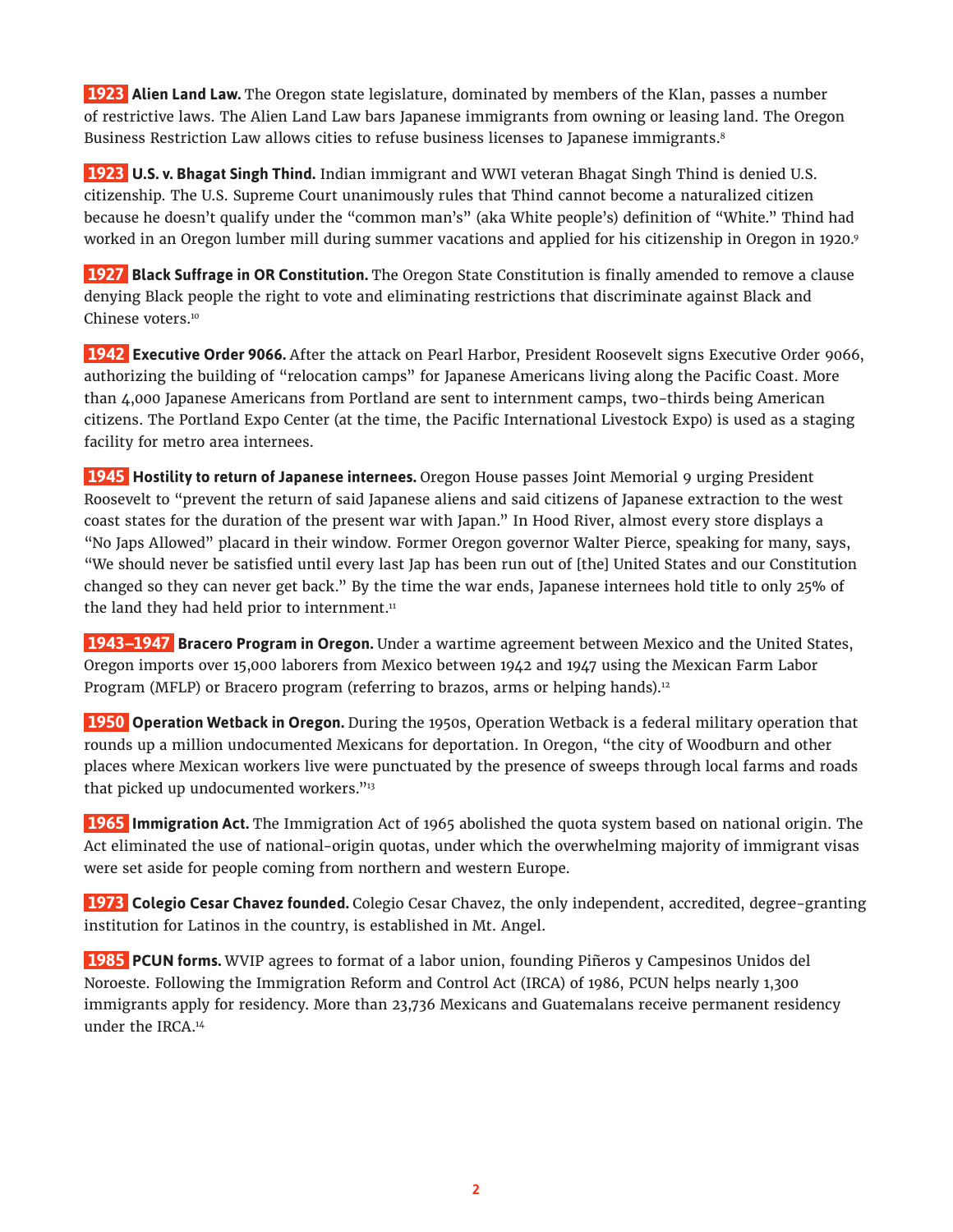**1923 Alien Land Law.** The Oregon state legislature, dominated by members of the Klan, passes a number of restrictive laws. The Alien Land Law bars Japanese immigrants from owning or leasing land. The Oregon Business Restriction Law allows cities to refuse business licenses to Japanese immigrants.[8]

**1923 U.S. v. Bhagat Singh Thind.** Indian immigrant and WWI veteran Bhagat Singh Thind is denied U.S. citizenship. The U.S. Supreme Court unanimously rules that Thind cannot become a naturalized citizen because he doesn't qualify under the "common man's" (aka White people's) definition of "White." Thind had worked in an Oregon lumber mill during summer vacations and applied for his citizenship in Oregon in 1920.[9]

**1927 Black Suffrage in OR Constitution.** The Oregon State Constitution is finally amended to remove a clause denying Black people the right to vote and eliminating restrictions that discriminate against Black and Chinese voters.[10]

**1942 Executive Order 9066.** After the attack on Pearl Harbor, President Roosevelt signs Executive Order 9066, authorizing the building of "relocation camps" for Japanese Americans living along the Pacific Coast. More than 4,000 Japanese Americans from Portland are sent to internment camps, two-thirds being American citizens. The Portland Expo Center (at the time, the Pacific International Livestock Expo) is used as a staging facility for metro area internees.

**1945 Hostility to return of Japanese internees.** Oregon House passes Joint Memorial 9 urging President Roosevelt to "prevent the return of said Japanese aliens and said citizens of Japanese extraction to the west coast states for the duration of the present war with Japan." In Hood River, almost every store displays a "No Japs Allowed" placard in their window. Former Oregon governor Walter Pierce, speaking for many, says, "We should never be satisfied until every last Jap has been run out of [the] United States and our Constitution changed so they can never get back." By the time the war ends, Japanese internees hold title to only 25% of the land they had held prior to internment.[11]

**1943–1947 Bracero Program in Oregon.** Under a wartime agreement between Mexico and the United States, Oregon imports over 15,000 laborers from Mexico between 1942 and 1947 using the Mexican Farm Labor Program (MFLP) or Bracero program (referring to brazos, arms or helping hands).[12]

**1950 Operation Wetback in Oregon.** During the 1950s, Operation Wetback is a federal military operation that rounds up a million undocumented Mexicans for deportation. In Oregon, "the city of Woodburn and other places where Mexican workers live were punctuated by the presence of sweeps through local farms and roads that picked up undocumented workers."[13]

**1965 Immigration Act.** The Immigration Act of 1965 abolished the quota system based on national origin. The Act eliminated the use of national-origin quotas, under which the overwhelming majority of immigrant visas were set aside for people coming from northern and western Europe.

**1973 Colegio Cesar Chavez founded.** Colegio Cesar Chavez, the only independent, accredited, degree-granting institution for Latinos in the country, is established in Mt. Angel.

**1985 PCUN forms.** WVIP agrees to format of a labor union, founding Piñeros y Campesinos Unidos del Noroeste. Following the Immigration Reform and Control Act (IRCA) of 1986, PCUN helps nearly 1,300 immigrants apply for residency. More than 23,736 Mexicans and Guatemalans receive permanent residency under the IRCA.[14]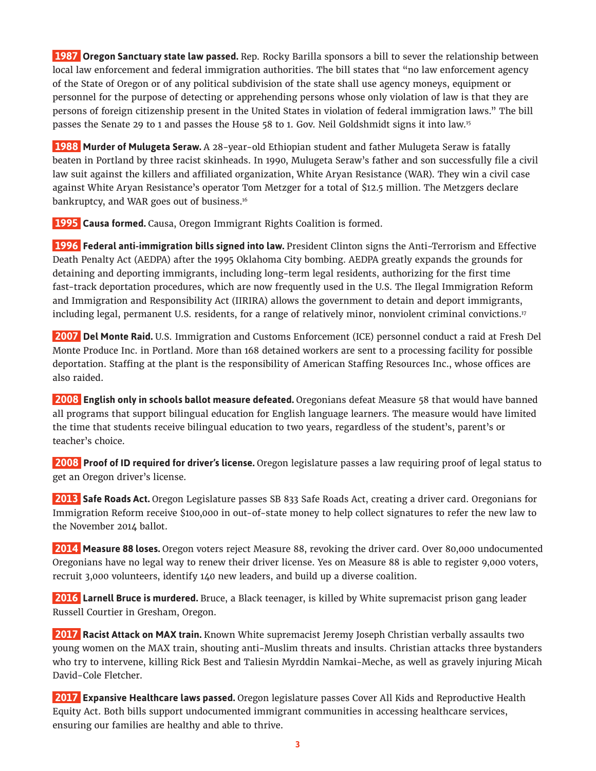**1987** **Oregon Sanctuary state law passed.** Rep. Rocky Barilla sponsors a bill to sever the relationship between local law enforcement and federal immigration authorities. The bill states that "no law enforcement agency of the State of Oregon or of any political subdivision of the state shall use agency moneys, equipment or personnel for the purpose of detecting or apprehending persons whose only violation of law is that they are persons of foreign citizenship present in the United States in violation of federal immigration laws." The bill passes the Senate 29 to 1 and passes the House 58 to 1. Gov. Neil Goldshmidt signs it into law.[15]

**1988** **Murder of Mulugeta Seraw.** A 28-year-old Ethiopian student and father Mulugeta Seraw is fatally beaten in Portland by three racist skinheads. In 1990, Mulugeta Seraw's father and son successfully file a civil law suit against the killers and affiliated organization, White Aryan Resistance (WAR). They win a civil case against White Aryan Resistance's operator Tom Metzger for a total of $12.5 million. The Metzgers declare bankruptcy, and WAR goes out of business.[16]

**1995** **Causa formed.** Causa, Oregon Immigrant Rights Coalition is formed.

**1996** **Federal anti-immigration bills signed into law.** President Clinton signs the Anti-Terrorism and Effective Death Penalty Act (AEDPA) after the 1995 Oklahoma City bombing. AEDPA greatly expands the grounds for detaining and deporting immigrants, including long-term legal residents, authorizing for the first time fast-track deportation procedures, which are now frequently used in the U.S. The Ilegal Immigration Reform and Immigration and Responsibility Act (IIRIRA) allows the government to detain and deport immigrants, including legal, permanent U.S. residents, for a range of relatively minor, nonviolent criminal convictions.[17]

**2007** **Del Monte Raid.** U.S. Immigration and Customs Enforcement (ICE) personnel conduct a raid at Fresh Del Monte Produce Inc. in Portland. More than 168 detained workers are sent to a processing facility for possible deportation. Staffing at the plant is the responsibility of American Staffing Resources Inc., whose offices are also raided.

**2008** **English only in schools ballot measure defeated.** Oregonians defeat Measure 58 that would have banned all programs that support bilingual education for English language learners. The measure would have limited the time that students receive bilingual education to two years, regardless of the student's, parent's or teacher's choice.

**2008** **Proof of ID required for driver's license.** Oregon legislature passes a law requiring proof of legal status to get an Oregon driver's license.

**2013** **Safe Roads Act.** Oregon Legislature passes SB 833 Safe Roads Act, creating a driver card. Oregonians for Immigration Reform receive $100,000 in out-of-state money to help collect signatures to refer the new law to the November 2014 ballot.

**2014** **Measure 88 loses.** Oregon voters reject Measure 88, revoking the driver card. Over 80,000 undocumented Oregonians have no legal way to renew their driver license. Yes on Measure 88 is able to register 9,000 voters, recruit 3,000 volunteers, identify 140 new leaders, and build up a diverse coalition.

**2016** **Larnell Bruce is murdered.** Bruce, a Black teenager, is killed by White supremacist prison gang leader Russell Courtier in Gresham, Oregon.

**2017** **Racist Attack on MAX train.** Known White supremacist Jeremy Joseph Christian verbally assaults two young women on the MAX train, shouting anti-Muslim threats and insults. Christian attacks three bystanders who try to intervene, killing Rick Best and Taliesin Myrddin Namkai-Meche, as well as gravely injuring Micah David-Cole Fletcher.

**2017** **Expansive Healthcare laws passed.** Oregon legislature passes Cover All Kids and Reproductive Health Equity Act. Both bills support undocumented immigrant communities in accessing healthcare services, ensuring our families are healthy and able to thrive.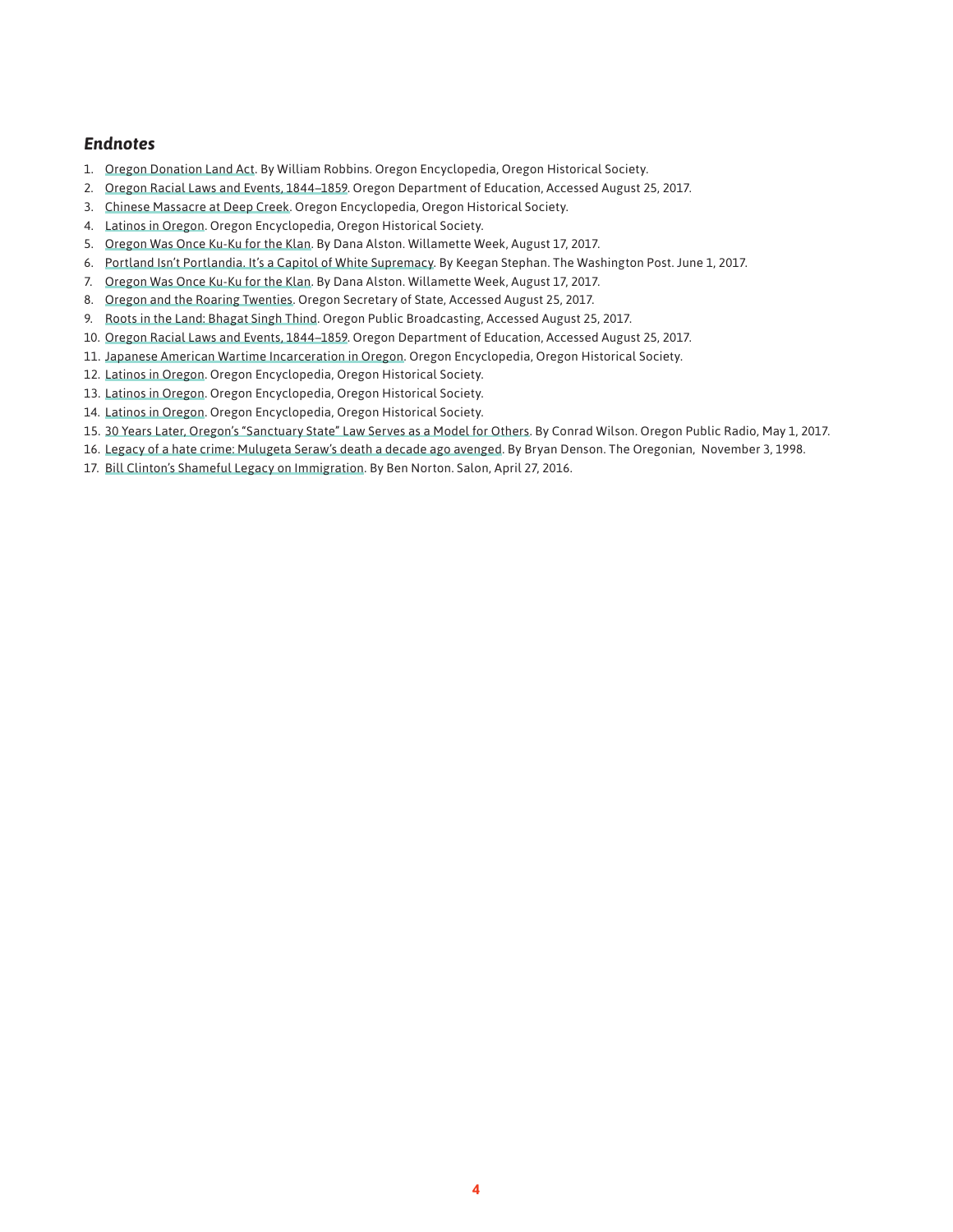### *Endnotes*

1. Oregon Donation Land Act. By William Robbins. Oregon Encyclopedia, Oregon Historical Society.
2. Oregon Racial Laws and Events, 1844–1859. Oregon Department of Education, Accessed August 25, 2017.
3. Chinese Massacre at Deep Creek. Oregon Encyclopedia, Oregon Historical Society.
4. Latinos in Oregon. Oregon Encyclopedia, Oregon Historical Society.
5. Oregon Was Once Ku-Ku for the Klan. By Dana Alston. Willamette Week, August 17, 2017.
6. Portland Isn't Portlandia. It's a Capitol of White Supremacy. By Keegan Stephan. The Washington Post. June 1, 2017.
7. Oregon Was Once Ku-Ku for the Klan. By Dana Alston. Willamette Week, August 17, 2017.
8. Oregon and the Roaring Twenties. Oregon Secretary of State, Accessed August 25, 2017.
9. Roots in the Land: Bhagat Singh Thind. Oregon Public Broadcasting, Accessed August 25, 2017.
10. Oregon Racial Laws and Events, 1844–1859. Oregon Department of Education, Accessed August 25, 2017.
11. Japanese American Wartime Incarceration in Oregon. Oregon Encyclopedia, Oregon Historical Society.
12. Latinos in Oregon. Oregon Encyclopedia, Oregon Historical Society.
13. Latinos in Oregon. Oregon Encyclopedia, Oregon Historical Society.
14. Latinos in Oregon. Oregon Encyclopedia, Oregon Historical Society.
15. 30 Years Later, Oregon's "Sanctuary State" Law Serves as a Model for Others. By Conrad Wilson. Oregon Public Radio, May 1, 2017.
16. Legacy of a hate crime: Mulugeta Seraw's death a decade ago avenged. By Bryan Denson. The Oregonian, November 3, 1998.
17. Bill Clinton's Shameful Legacy on Immigration. By Ben Norton. Salon, April 27, 2016.